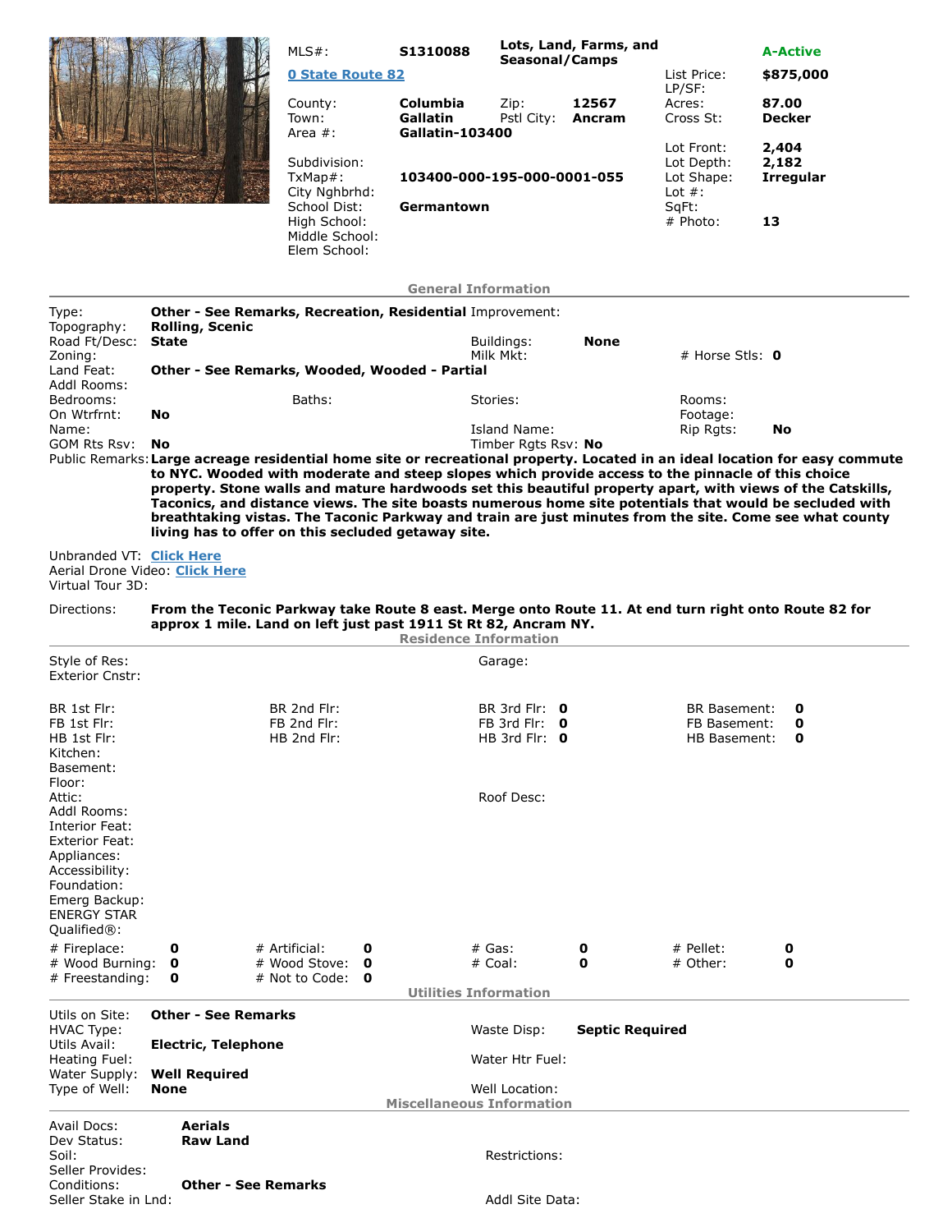| MLS#: | S1310088 | Lots, Land, Farms, and Seasonal/Camps | | A-Active |
|---|---|---|---|---|
| **0 State Route 82** | | | List Price: | $875,000 |
| | | | LP/SF: | |
| County: | Columbia | Zip: 12567 | Acres: | 87.00 |
| Town: | Gallatin | Pstl City: Ancram | Cross St: | Decker |
| Area #: | Gallatin-103400 | | | |
| Subdivision: | | | Lot Front: | 2,404 |
| TxMap#: | 103400-000-195-000-0001-055 | | Lot Depth: | 2,182 |
| City Nghbrhd: | | | Lot Shape: | Irregular |
| School Dist: | Germantown | | Lot #: | |
| High School: | | | SqFt: | |
| Middle School: | | | # Photo: | 13 |
| Elem School: | | | | |

## General Information

Type: **Other - See Remarks, Recreation, Residential** Improvement:
Topography: **Rolling, Scenic**
Road Ft/Desc: **State** Buildings: **None**
Zoning: Milk Mkt: # Horse Stls: **0**
Land Feat: **Other - See Remarks, Wooded, Wooded - Partial**
Addl Rooms:
Bedrooms: Baths: Stories: Rooms:
On Wtrfrnt: **No** Footage:
Name: Island Name: Rip Rgts: **No**
GOM Rts Rsv: **No** Timber Rgts Rsv: **No**

Public Remarks: **Large acreage residential home site or recreational property. Located in an ideal location for easy commute to NYC. Wooded with moderate and steep slopes which provide access to the pinnacle of this choice property. Stone walls and mature hardwoods set this beautiful property apart, with views of the Catskills, Taconics, and distance views. The site boasts numerous home site potentials that would be secluded with breathtaking vistas. The Taconic Parkway and train are just minutes from the site. Come see what county living has to offer on this secluded getaway site.**

Unbranded VT: Click Here
Aerial Drone Video: Click Here
Virtual Tour 3D:

Directions: **From the Teconic Parkway take Route 8 east. Merge onto Route 11. At end turn right onto Route 82 for approx 1 mile. Land on left just past 1911 St Rt 82, Ancram NY.**

## Residence Information

Style of Res: Garage:
Exterior Cnstr:

| BR 1st Flr: | BR 2nd Flr: | BR 3rd Flr: **0** | BR Basement: **0** |
|---|---|---|---|
| FB 1st Flr: | FB 2nd Flr: | FB 3rd Flr: **0** | FB Basement: **0** |
| HB 1st Flr: | HB 2nd Flr: | HB 3rd Flr: **0** | HB Basement: **0** |

Kitchen:
Basement:
Floor:
Attic: Roof Desc:
Addl Rooms:
Interior Feat:
Exterior Feat:
Appliances:
Accessibility:
Foundation:
Emerg Backup:
ENERGY STAR Qualified®:

| # Fireplace: **0** | # Artificial: **0** | # Gas: **0** | # Pellet: **0** |
|---|---|---|---|
| # Wood Burning: **0** | # Wood Stove: **0** | # Coal: **0** | # Other: **0** |
| # Freestanding: **0** | # Not to Code: **0** | | |

## Utilities Information

Utils on Site: **Other - See Remarks**
HVAC Type: Waste Disp: **Septic Required**
Utils Avail: **Electric, Telephone**
Heating Fuel: Water Htr Fuel:
Water Supply: **Well Required**
Type of Well: **None** Well Location:

## Miscellaneous Information

Avail Docs: **Aerials**
Dev Status: **Raw Land**
Soil: Restrictions:
Seller Provides:
Conditions: **Other - See Remarks**
Seller Stake in Lnd: Addl Site Data: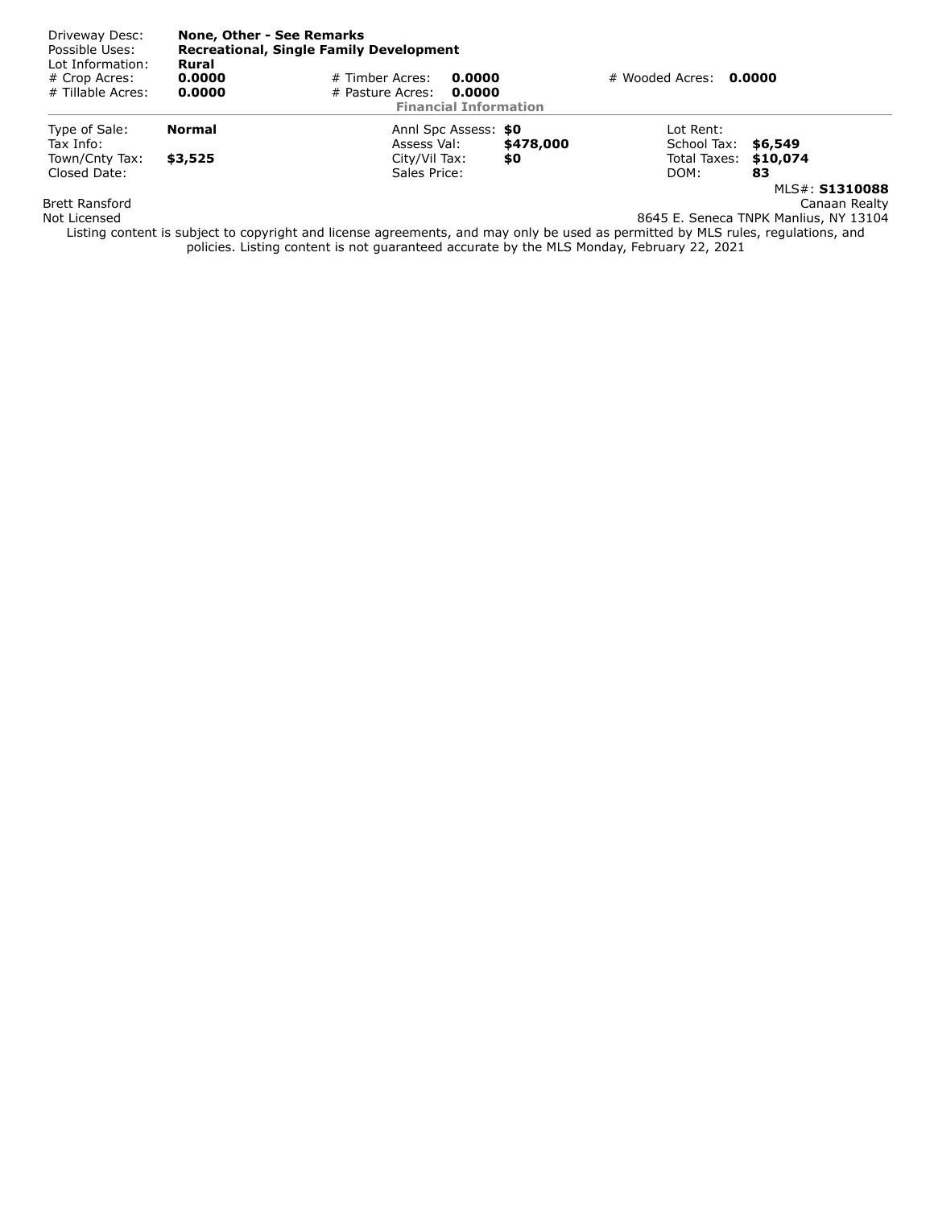| | | | | | |
|---|---|---|---|---|---|
| Driveway Desc: | **None, Other - See Remarks** | | | | |
| Possible Uses: | **Recreational, Single Family Development** | | | | |
| Lot Information: | **Rural** | | | | |
| # Crop Acres: | **0.0000** | # Timber Acres: | **0.0000** | # Wooded Acres: | **0.0000** |
| # Tillable Acres: | **0.0000** | # Pasture Acres: | **0.0000** | | |

### Financial Information

| | | | | | |
|---|---|---|---|---|---|
| Type of Sale: | **Normal** | Annl Spc Assess: | **$0** | Lot Rent: | |
| Tax Info: | | Assess Val: | **$478,000** | School Tax: | **$6,549** |
| Town/Cnty Tax: | **$3,525** | City/Vil Tax: | **$0** | Total Taxes: | **$10,074** |
| Closed Date: | | Sales Price: | | DOM: | **83** |

MLS#: **S1310088**

Brett Ransford
Not Licensed

Canaan Realty
8645 E. Seneca TNPK Manlius, NY 13104

Listing content is subject to copyright and license agreements, and may only be used as permitted by MLS rules, regulations, and policies. Listing content is not guaranteed accurate by the MLS Monday, February 22, 2021